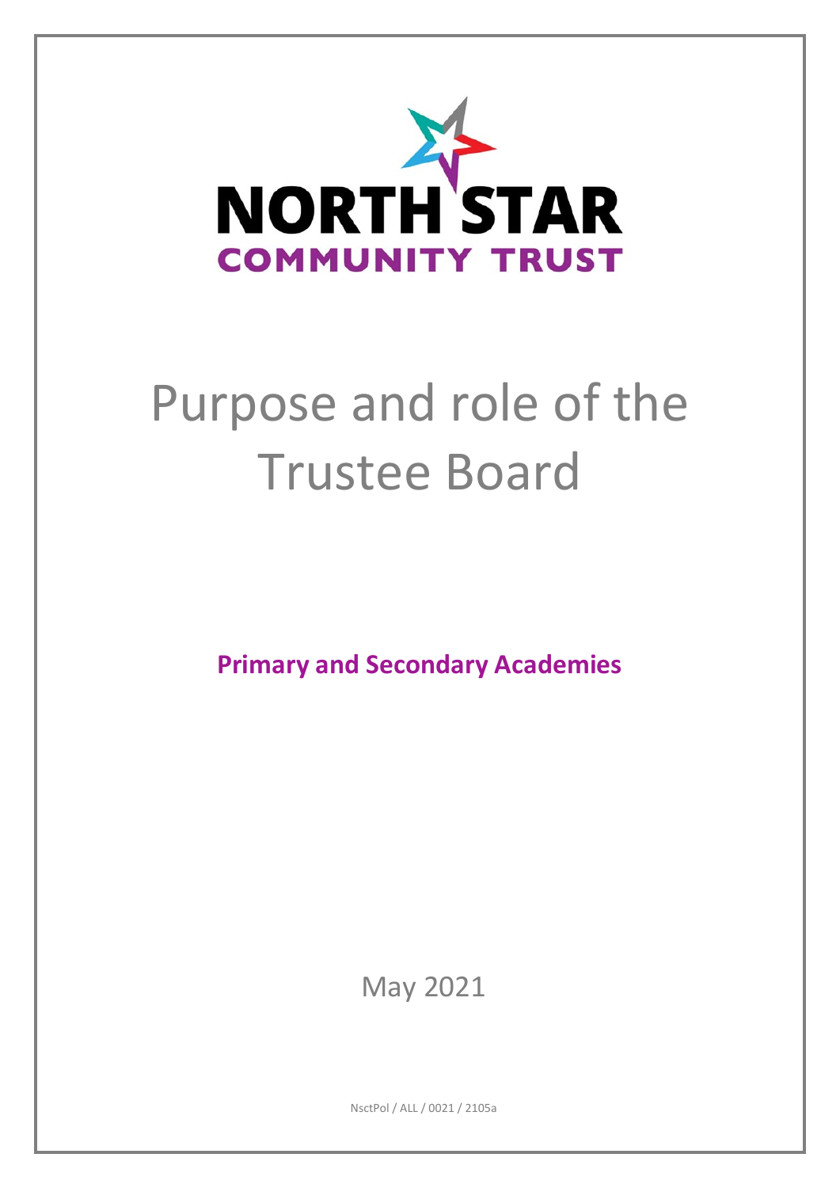NORTH STAR
COMMUNITY TRUST

# Purpose and role of the Trustee Board

**Primary and Secondary Academies**

May 2021

NsctPol / ALL / 0021 / 2105a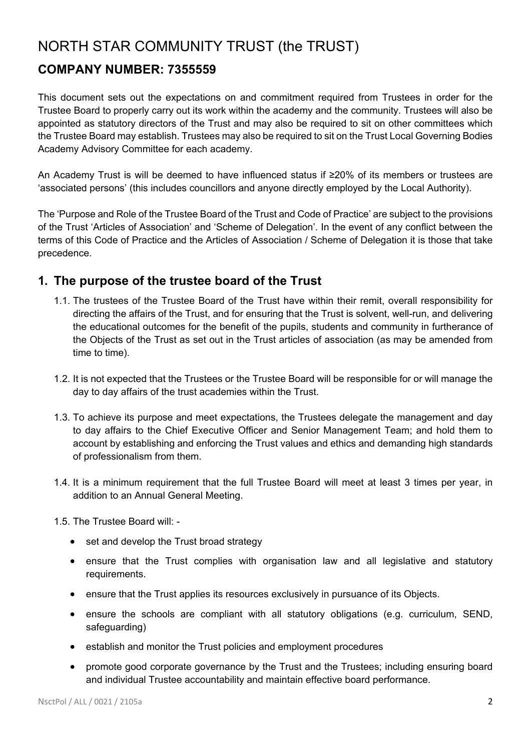# NORTH STAR COMMUNITY TRUST (the TRUST)

## COMPANY NUMBER: 7355559

This document sets out the expectations on and commitment required from Trustees in order for the Trustee Board to properly carry out its work within the academy and the community. Trustees will also be appointed as statutory directors of the Trust and may also be required to sit on other committees which the Trustee Board may establish. Trustees may also be required to sit on the Trust Local Governing Bodies Academy Advisory Committee for each academy.

An Academy Trust is will be deemed to have influenced status if ≥20% of its members or trustees are 'associated persons' (this includes councillors and anyone directly employed by the Local Authority).

The 'Purpose and Role of the Trustee Board of the Trust and Code of Practice' are subject to the provisions of the Trust 'Articles of Association' and 'Scheme of Delegation'. In the event of any conflict between the terms of this Code of Practice and the Articles of Association / Scheme of Delegation it is those that take precedence.

## 1. The purpose of the trustee board of the Trust

1.1. The trustees of the Trustee Board of the Trust have within their remit, overall responsibility for directing the affairs of the Trust, and for ensuring that the Trust is solvent, well-run, and delivering the educational outcomes for the benefit of the pupils, students and community in furtherance of the Objects of the Trust as set out in the Trust articles of association (as may be amended from time to time).

1.2. It is not expected that the Trustees or the Trustee Board will be responsible for or will manage the day to day affairs of the trust academies within the Trust.

1.3. To achieve its purpose and meet expectations, the Trustees delegate the management and day to day affairs to the Chief Executive Officer and Senior Management Team; and hold them to account by establishing and enforcing the Trust values and ethics and demanding high standards of professionalism from them.

1.4. It is a minimum requirement that the full Trustee Board will meet at least 3 times per year, in addition to an Annual General Meeting.

1.5. The Trustee Board will: -

- set and develop the Trust broad strategy
- ensure that the Trust complies with organisation law and all legislative and statutory requirements.
- ensure that the Trust applies its resources exclusively in pursuance of its Objects.
- ensure the schools are compliant with all statutory obligations (e.g. curriculum, SEND, safeguarding)
- establish and monitor the Trust policies and employment procedures
- promote good corporate governance by the Trust and the Trustees; including ensuring board and individual Trustee accountability and maintain effective board performance.

NsctPol / ALL / 0021 / 2105a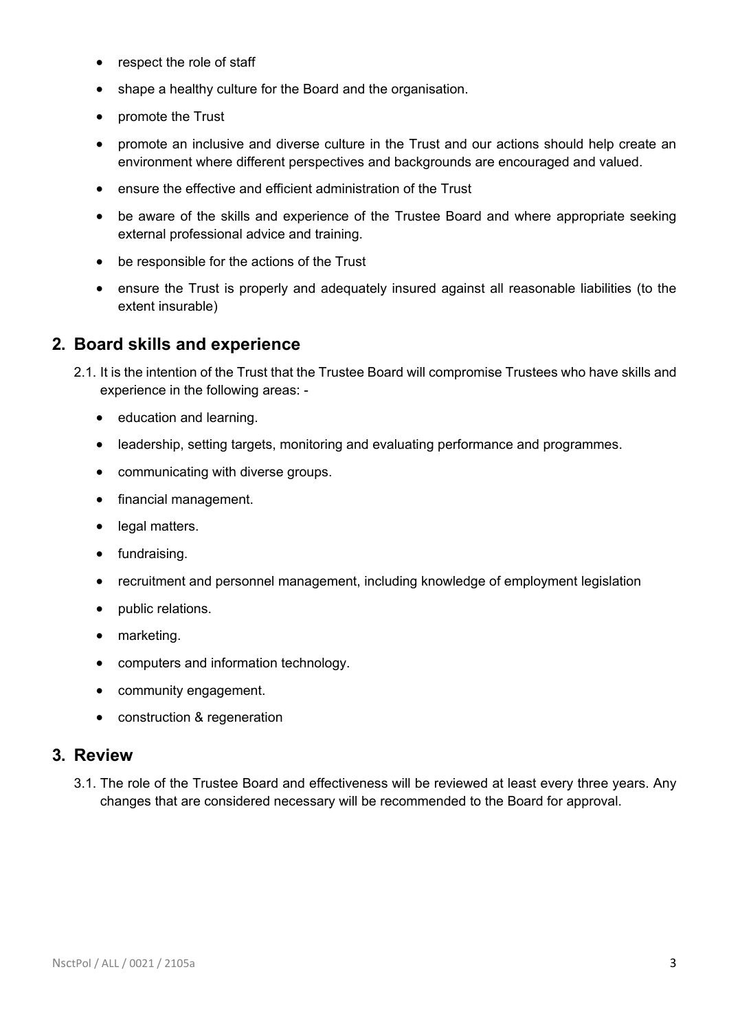- respect the role of staff
- shape a healthy culture for the Board and the organisation.
- promote the Trust
- promote an inclusive and diverse culture in the Trust and our actions should help create an environment where different perspectives and backgrounds are encouraged and valued.
- ensure the effective and efficient administration of the Trust
- be aware of the skills and experience of the Trustee Board and where appropriate seeking external professional advice and training.
- be responsible for the actions of the Trust
- ensure the Trust is properly and adequately insured against all reasonable liabilities (to the extent insurable)

## 2. Board skills and experience

2.1. It is the intention of the Trust that the Trustee Board will compromise Trustees who have skills and experience in the following areas: -

- education and learning.
- leadership, setting targets, monitoring and evaluating performance and programmes.
- communicating with diverse groups.
- financial management.
- legal matters.
- fundraising.
- recruitment and personnel management, including knowledge of employment legislation
- public relations.
- marketing.
- computers and information technology.
- community engagement.
- construction & regeneration

## 3. Review

3.1. The role of the Trustee Board and effectiveness will be reviewed at least every three years. Any changes that are considered necessary will be recommended to the Board for approval.